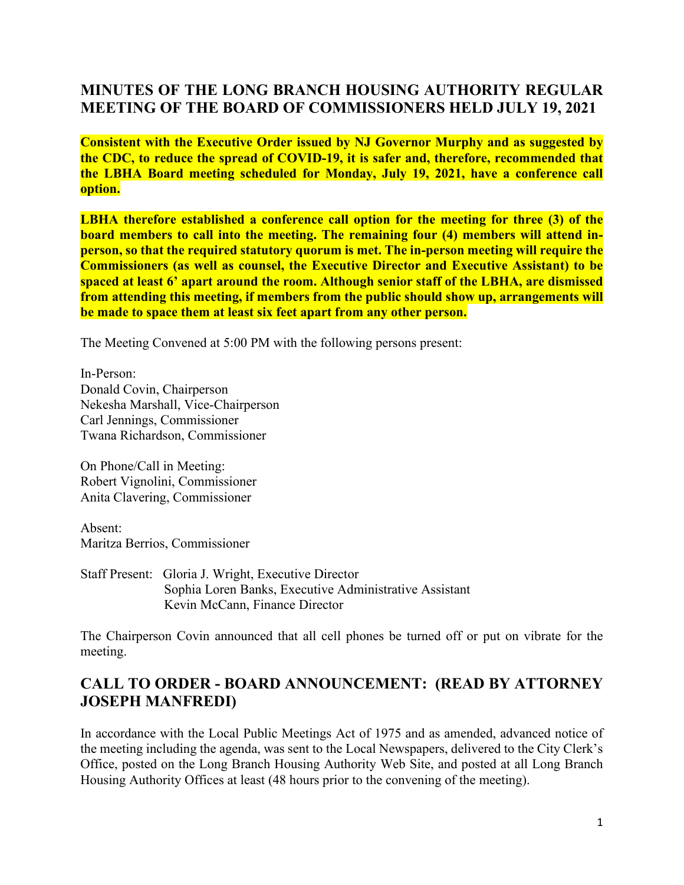## MINUTES OF THE LONG BRANCH HOUSING AUTHORITY REGULAR MEETING OF THE BOARD OF COMMISSIONERS HELD JULY 19, 2021

**Consistent with the Executive Order issued by NJ Governor Murphy and as suggested by the CDC, to reduce the spread of COVID-19, it is safer and, therefore, recommended that the LBHA Board meeting scheduled for Monday, July 19, 2021, have a conference call option.**

**LBHA therefore established a conference call option for the meeting for three (3) of the board members to call into the meeting. The remaining four (4) members will attend in-person, so that the required statutory quorum is met. The in-person meeting will require the Commissioners (as well as counsel, the Executive Director and Executive Assistant) to be spaced at least 6' apart around the room. Although senior staff of the LBHA, are dismissed from attending this meeting, if members from the public should show up, arrangements will be made to space them at least six feet apart from any other person.**

The Meeting Convened at 5:00 PM with the following persons present:

In-Person:
Donald Covin, Chairperson
Nekesha Marshall, Vice-Chairperson
Carl Jennings, Commissioner
Twana Richardson, Commissioner

On Phone/Call in Meeting:
Robert Vignolini, Commissioner
Anita Clavering, Commissioner

Absent:
Maritza Berrios, Commissioner

Staff Present: Gloria J. Wright, Executive Director
Sophia Loren Banks, Executive Administrative Assistant
Kevin McCann, Finance Director

The Chairperson Covin announced that all cell phones be turned off or put on vibrate for the meeting.

## CALL TO ORDER - BOARD ANNOUNCEMENT: (READ BY ATTORNEY JOSEPH MANFREDI)

In accordance with the Local Public Meetings Act of 1975 and as amended, advanced notice of the meeting including the agenda, was sent to the Local Newspapers, delivered to the City Clerk's Office, posted on the Long Branch Housing Authority Web Site, and posted at all Long Branch Housing Authority Offices at least (48 hours prior to the convening of the meeting).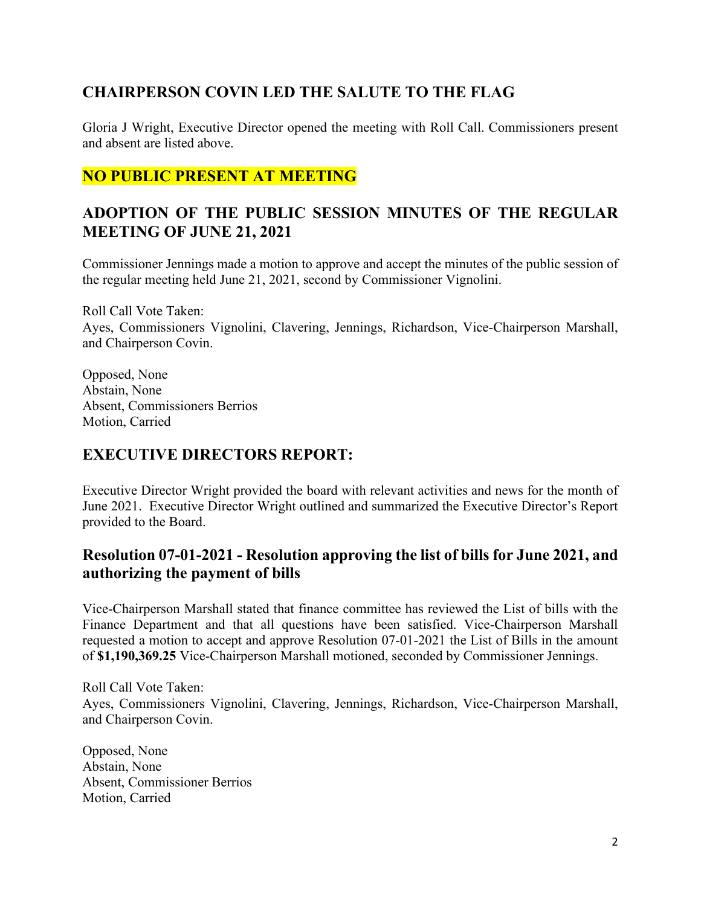## CHAIRPERSON COVIN LED THE SALUTE TO THE FLAG

Gloria J Wright, Executive Director opened the meeting with Roll Call. Commissioners present and absent are listed above.

## NO PUBLIC PRESENT AT MEETING

## ADOPTION OF THE PUBLIC SESSION MINUTES OF THE REGULAR MEETING OF JUNE 21, 2021

Commissioner Jennings made a motion to approve and accept the minutes of the public session of the regular meeting held June 21, 2021, second by Commissioner Vignolini.

Roll Call Vote Taken:
Ayes, Commissioners Vignolini, Clavering, Jennings, Richardson, Vice-Chairperson Marshall, and Chairperson Covin.

Opposed, None
Abstain, None
Absent, Commissioners Berrios
Motion, Carried

## EXECUTIVE DIRECTORS REPORT:

Executive Director Wright provided the board with relevant activities and news for the month of June 2021. Executive Director Wright outlined and summarized the Executive Director's Report provided to the Board.

### Resolution 07-01-2021 - Resolution approving the list of bills for June 2021, and authorizing the payment of bills

Vice-Chairperson Marshall stated that finance committee has reviewed the List of bills with the Finance Department and that all questions have been satisfied. Vice-Chairperson Marshall requested a motion to accept and approve Resolution 07-01-2021 the List of Bills in the amount of **$1,190,369.25** Vice-Chairperson Marshall motioned, seconded by Commissioner Jennings.

Roll Call Vote Taken:
Ayes, Commissioners Vignolini, Clavering, Jennings, Richardson, Vice-Chairperson Marshall, and Chairperson Covin.

Opposed, None
Abstain, None
Absent, Commissioner Berrios
Motion, Carried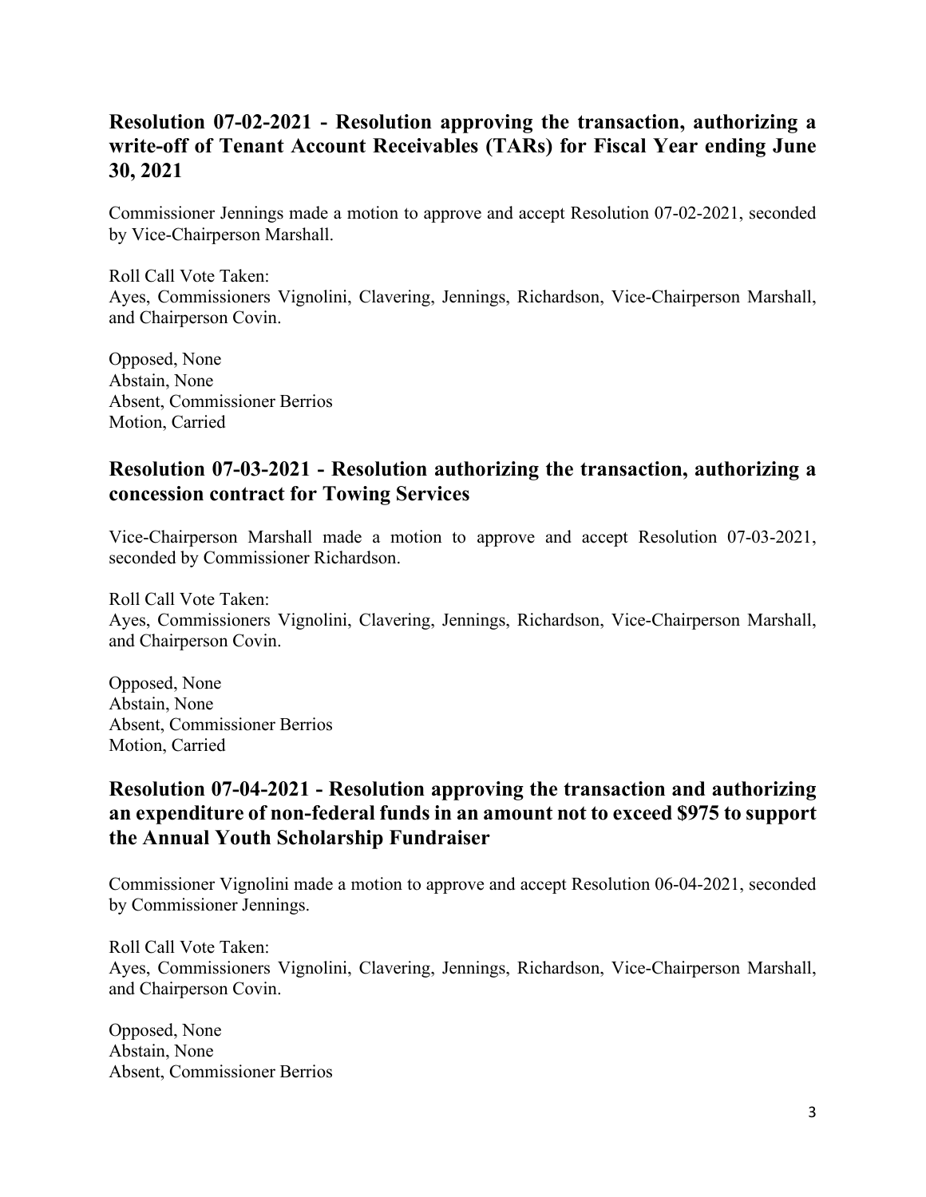## Resolution 07-02-2021 - Resolution approving the transaction, authorizing a write-off of Tenant Account Receivables (TARs) for Fiscal Year ending June 30, 2021

Commissioner Jennings made a motion to approve and accept Resolution 07-02-2021, seconded by Vice-Chairperson Marshall.

Roll Call Vote Taken:
Ayes, Commissioners Vignolini, Clavering, Jennings, Richardson, Vice-Chairperson Marshall, and Chairperson Covin.

Opposed, None
Abstain, None
Absent, Commissioner Berrios
Motion, Carried

## Resolution 07-03-2021 - Resolution authorizing the transaction, authorizing a concession contract for Towing Services

Vice-Chairperson Marshall made a motion to approve and accept Resolution 07-03-2021, seconded by Commissioner Richardson.

Roll Call Vote Taken:
Ayes, Commissioners Vignolini, Clavering, Jennings, Richardson, Vice-Chairperson Marshall, and Chairperson Covin.

Opposed, None
Abstain, None
Absent, Commissioner Berrios
Motion, Carried

## Resolution 07-04-2021 - Resolution approving the transaction and authorizing an expenditure of non-federal funds in an amount not to exceed $975 to support the Annual Youth Scholarship Fundraiser

Commissioner Vignolini made a motion to approve and accept Resolution 06-04-2021, seconded by Commissioner Jennings.

Roll Call Vote Taken:
Ayes, Commissioners Vignolini, Clavering, Jennings, Richardson, Vice-Chairperson Marshall, and Chairperson Covin.

Opposed, None
Abstain, None
Absent, Commissioner Berrios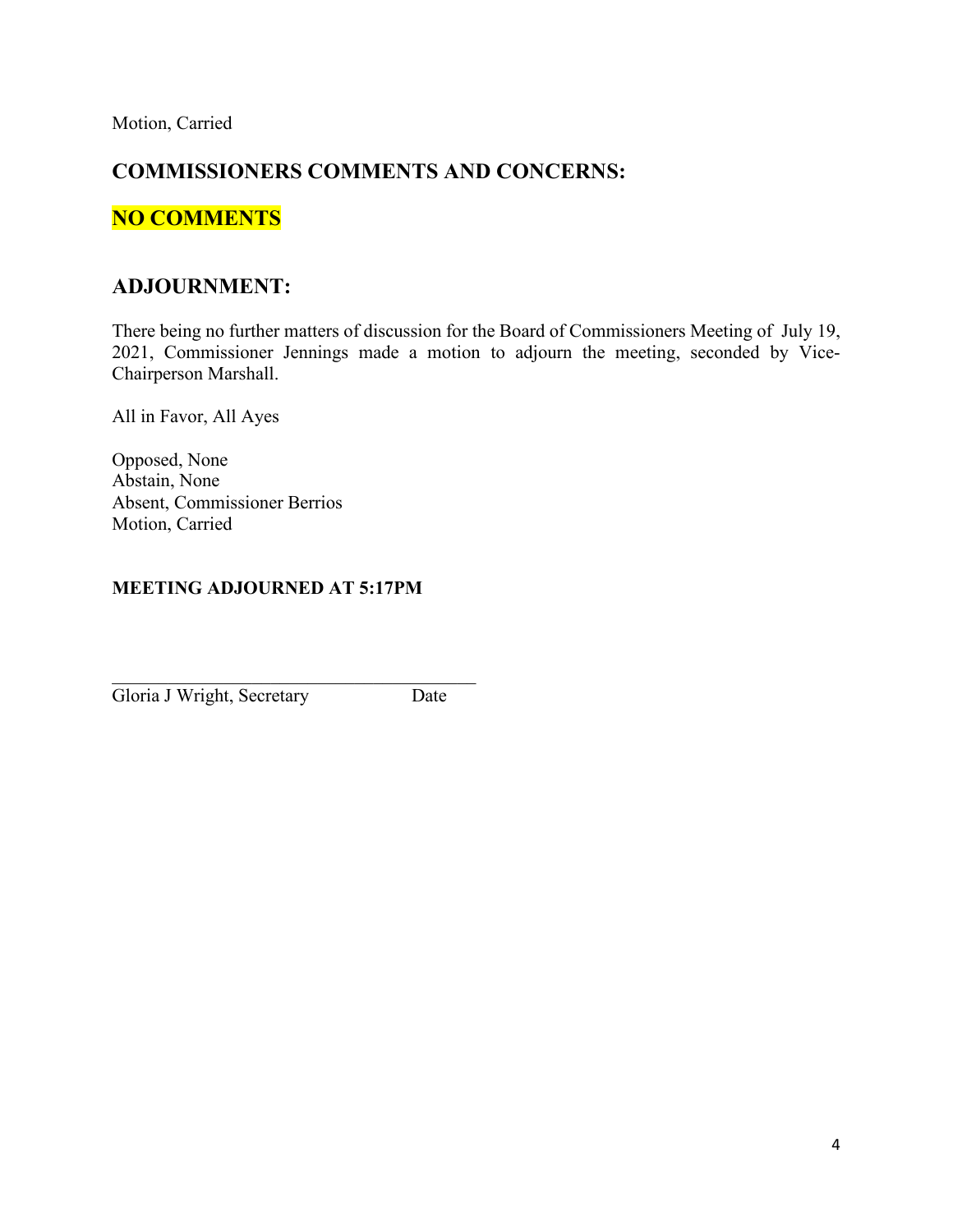Motion, Carried

## COMMISSIONERS COMMENTS AND CONCERNS:

## NO COMMENTS

## ADJOURNMENT:

There being no further matters of discussion for the Board of Commissioners Meeting of July 19, 2021, Commissioner Jennings made a motion to adjourn the meeting, seconded by Vice-Chairperson Marshall.

All in Favor, All Ayes

Opposed, None
Abstain, None
Absent, Commissioner Berrios
Motion, Carried

**MEETING ADJOURNED AT 5:17PM**

\_\_\_\_\_\_\_\_\_\_\_\_\_\_\_\_\_\_\_\_\_\_\_\_\_\_\_\_\_\_\_\_\_\_\_\_\_\_\_\_
Gloria J Wright, Secretary Date